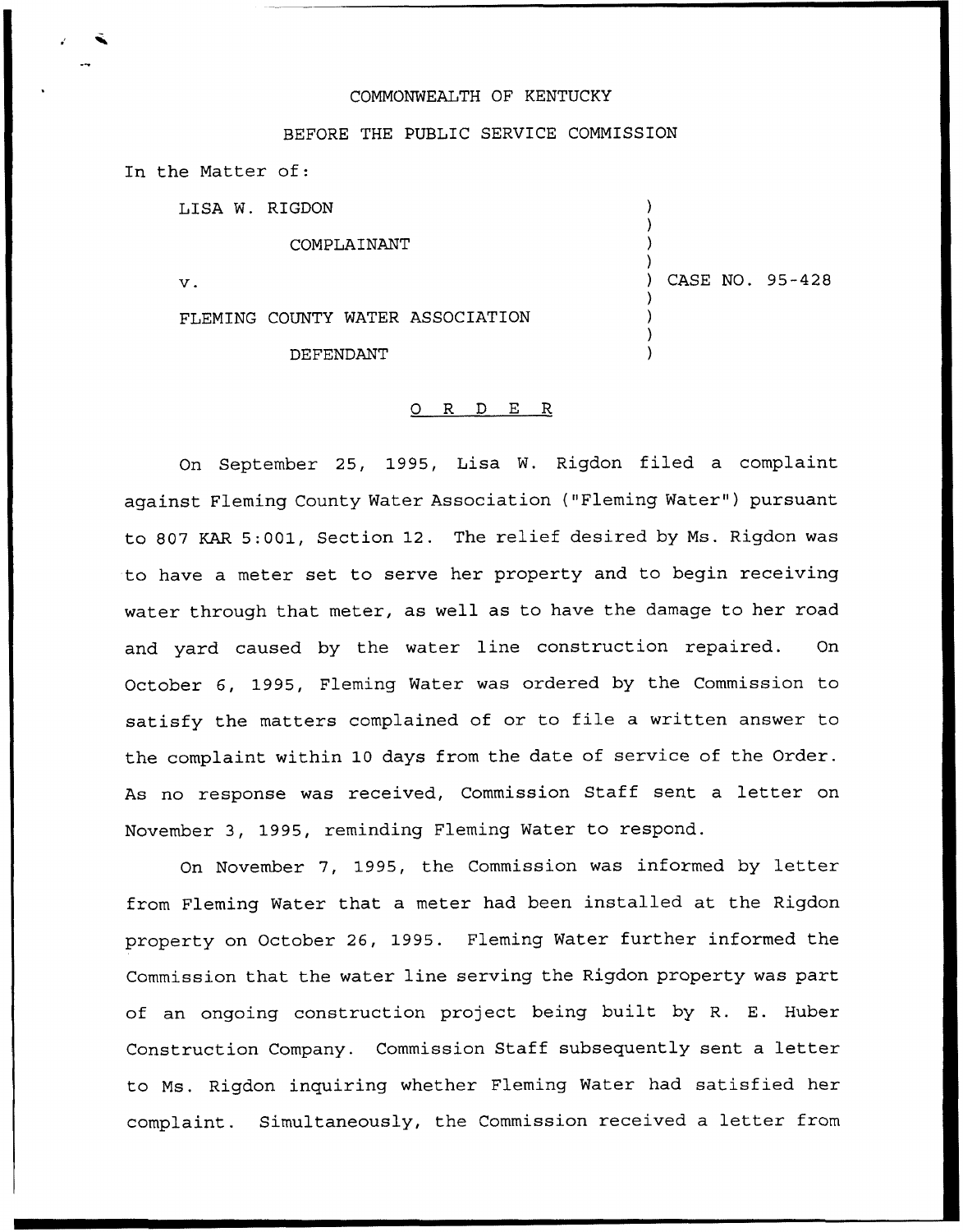COMMONWEALTH OF KENTUCKY

BEFORE THE PUBLIC SERVICE COMMISSION

In the Matter of:

LISA W. RIGDON

COMPLAINANT

v.

FLEMING COUNTY WATER ASSOCIATION

DEFENDANT

) CASE NO. 95-428

O R D E R

On September 25, 1995, Lisa W. Rigdon filed a complaint against Fleming County Water Association ("Fleming Water") pursuant to 807 KAR 5:001, Section 12. The relief desired by Ms. Rigdon was to have a meter set to serve her property and to begin receiving water through that meter, as well as to have the damage to her road and yard caused by the water line construction repaired. On October 6, 1995, Fleming Water was ordered by the Commission to satisfy the matters complained of or to file a written answer to the complaint within 10 days from the date of service of the Order. As no response was received, Commission Staff sent a letter on November 3, 1995, reminding Fleming Water to respond.

On November 7, 1995, the Commission was informed by letter from Fleming Water that a meter had been installed at the Rigdon property on October 26, 1995. Fleming Water further informed the Commission that the water line serving the Rigdon property was part of an ongoing construction project being built by R. E. Huber Construction Company. Commission Staff subsequently sent a letter to Ms. Rigdon inquiring whether Fleming Water had satisfied her complaint. Simultaneously, the Commission received a letter from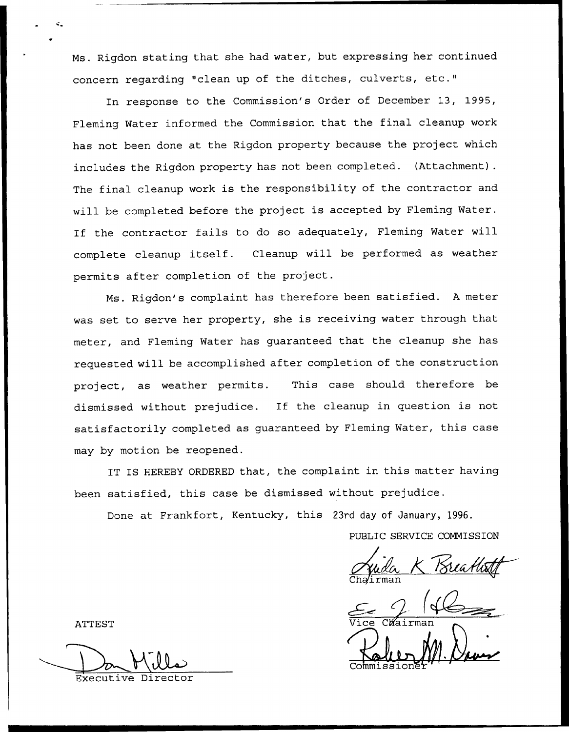Ms. Rigdon stating that she had water, but expressing her continued concern regarding "clean up of the ditches, culverts, etc."

In response to the Commission's Order of December 13, 1995, Fleming Water informed the Commission that the final cleanup work has not been done at the Rigdon property because the project which includes the Rigdon property has not been completed. (Attachment). The final cleanup work is the responsibility of the contractor and will be completed before the project is accepted by Fleming Water. If the contractor fails to do so adequately, Fleming Water will complete cleanup itself. Cleanup will be performed as weather permits after completion of the project.

Ms. Rigdon's complaint has therefore been satisfied. A meter was set to serve her property, she is receiving water through that meter, and Fleming Water has guaranteed that the cleanup she has requested will be accomplished after completion of the construction project, as weather permits. This case should therefore be dismissed without prejudice. If the cleanup in question is not satisfactorily completed as guaranteed by Fleming Water, this case may by motion be reopened.

IT IS HEREBY ORDERED that, the complaint in this matter having been satisfied, this case be dismissed without prejudice.

Done at Frankfort, Kentucky, this 23rd day of January, 1996.

PUBLIC SERVICE COMMISSION

Chairman

Vice Chairman

Commissioner

ATTEST

Executive Director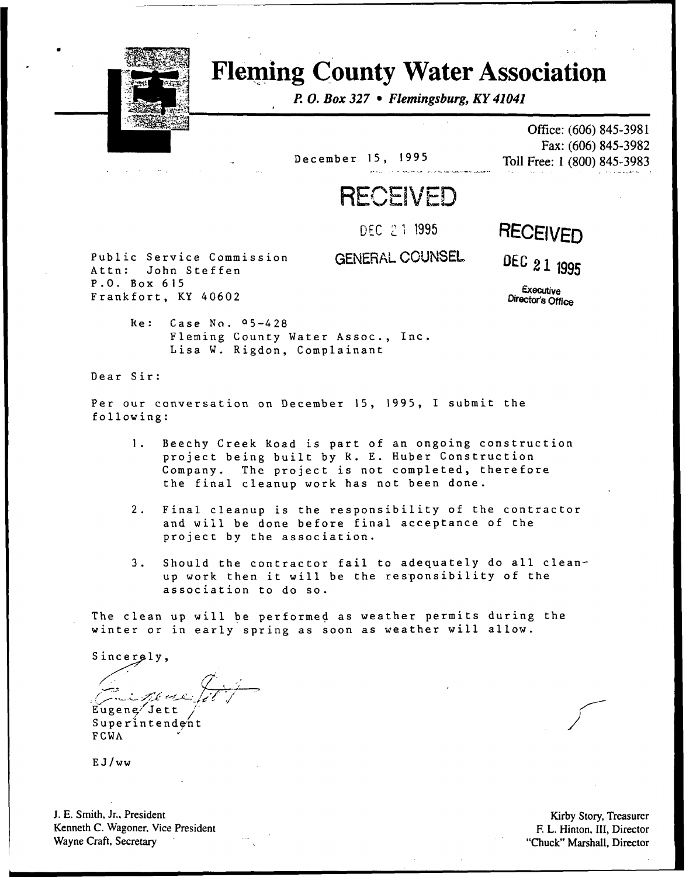# Fleming County Water Association

*P. O. Box 327 • Flemingsburg, KY 41041*

Office: (606) 845-3981
Fax: (606) 845-3982
Toll Free: 1 (800) 845-3983

December 15, 1995

RECEIVED
DEC 21 1995
GENERAL COUNSEL

RECEIVED
DEC 21 1995
Executive Director's Office

Public Service Commission
Attn: John Steffen
P.O. Box 615
Frankfort, KY 40602

Re: Case No. 95-428
Fleming County Water Assoc., Inc.
Lisa W. Rigdon, Complainant

Dear Sir:

Per our conversation on December 15, 1995, I submit the following:

1. Beechy Creek Road is part of an ongoing construction project being built by R. E. Huber Construction Company. The project is not completed, therefore the final cleanup work has not been done.

2. Final cleanup is the responsibility of the contractor and will be done before final acceptance of the project by the association.

3. Should the contractor fail to adequately do all clean-up work then it will be the responsibility of the association to do so.

The clean up will be performed as weather permits during the winter or in early spring as soon as weather will allow.

Sincerely,

Eugene Jett
Superintendent
FCWA

EJ/ww

J. E. Smith, Jr., President
Kenneth C. Wagoner, Vice President
Wayne Craft, Secretary

Kirby Story, Treasurer
F. L. Hinton, III, Director
"Chuck" Marshall, Director